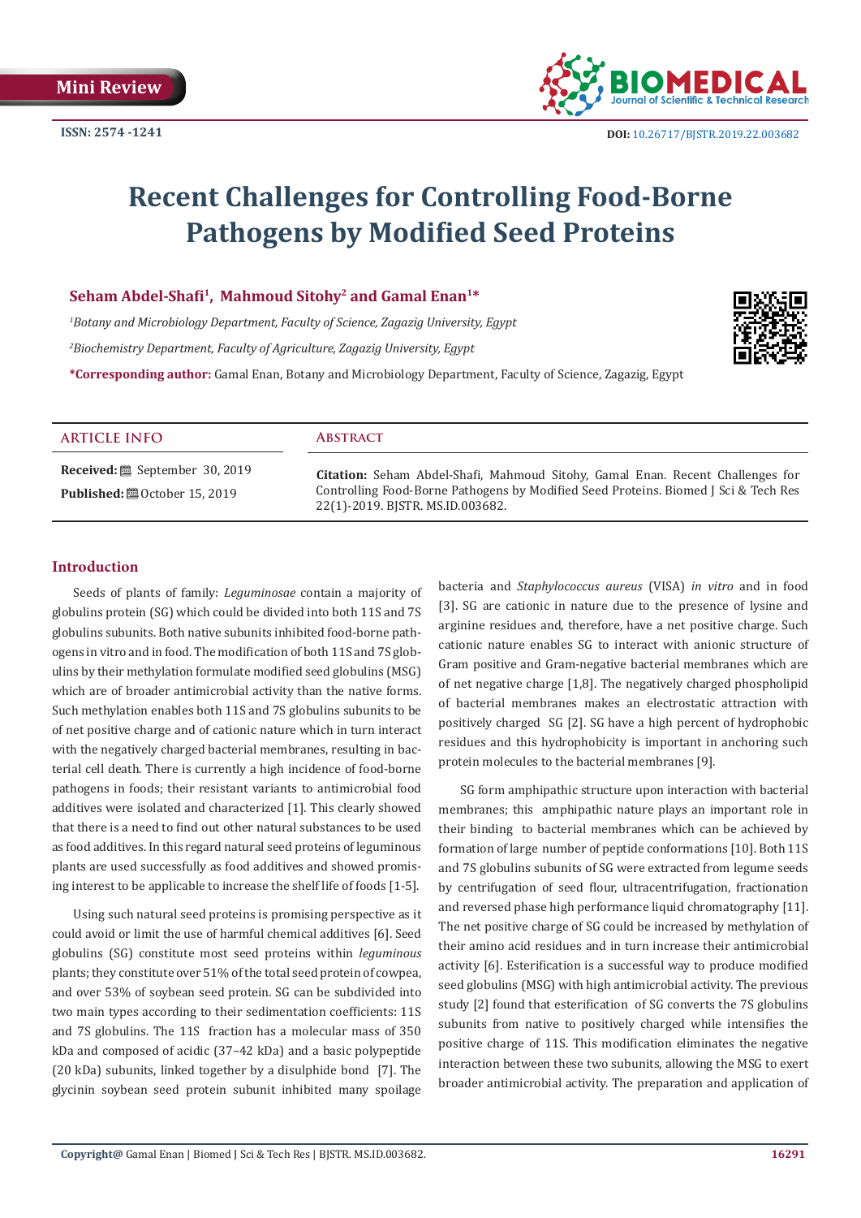Mini Review

ISSN: 2574 -1241

DOI: 10.26717/BJSTR.2019.22.003682

# Recent Challenges for Controlling Food-Borne Pathogens by Modified Seed Proteins

**Seham Abdel-Shafi[1], Mahmoud Sitohy[2] and Gamal Enan[1]***

[1]*Botany and Microbiology Department, Faculty of Science, Zagazig University, Egypt*

[2]*Biochemistry Department, Faculty of Agriculture, Zagazig University, Egypt*

***Corresponding author:** Gamal Enan, Botany and Microbiology Department, Faculty of Science, Zagazig, Egypt

## ARTICLE INFO

**Received:** September 30, 2019

**Published:** October 15, 2019

## Abstract

**Citation:** Seham Abdel-Shafi, Mahmoud Sitohy, Gamal Enan. Recent Challenges for Controlling Food-Borne Pathogens by Modified Seed Proteins. Biomed J Sci & Tech Res 22(1)-2019. BJSTR. MS.ID.003682.

## Introduction

Seeds of plants of family: *Leguminosae* contain a majority of globulins protein (SG) which could be divided into both 11S and 7S globulins subunits. Both native subunits inhibited food-borne pathogens in vitro and in food. The modification of both 11S and 7S globulins by their methylation formulate modified seed globulins (MSG) which are of broader antimicrobial activity than the native forms. Such methylation enables both 11S and 7S globulins subunits to be of net positive charge and of cationic nature which in turn interact with the negatively charged bacterial membranes, resulting in bacterial cell death. There is currently a high incidence of food-borne pathogens in foods; their resistant variants to antimicrobial food additives were isolated and characterized [1]. This clearly showed that there is a need to find out other natural substances to be used as food additives. In this regard natural seed proteins of leguminous plants are used successfully as food additives and showed promising interest to be applicable to increase the shelf life of foods [1-5].

Using such natural seed proteins is promising perspective as it could avoid or limit the use of harmful chemical additives [6]. Seed globulins (SG) constitute most seed proteins within *leguminous* plants; they constitute over 51% of the total seed protein of cowpea, and over 53% of soybean seed protein. SG can be subdivided into two main types according to their sedimentation coefficients: 11S and 7S globulins. The 11S fraction has a molecular mass of 350 kDa and composed of acidic (37–42 kDa) and a basic polypeptide (20 kDa) subunits, linked together by a disulphide bond [7]. The glycinin soybean seed protein subunit inhibited many spoilage bacteria and *Staphylococcus aureus* (VISA) *in vitro* and in food [3]. SG are cationic in nature due to the presence of lysine and arginine residues and, therefore, have a net positive charge. Such cationic nature enables SG to interact with anionic structure of Gram positive and Gram-negative bacterial membranes which are of net negative charge [1,8]. The negatively charged phospholipid of bacterial membranes makes an electrostatic attraction with positively charged SG [2]. SG have a high percent of hydrophobic residues and this hydrophobicity is important in anchoring such protein molecules to the bacterial membranes [9].

SG form amphipathic structure upon interaction with bacterial membranes; this amphipathic nature plays an important role in their binding to bacterial membranes which can be achieved by formation of large number of peptide conformations [10]. Both 11S and 7S globulins subunits of SG were extracted from legume seeds by centrifugation of seed flour, ultracentrifugation, fractionation and reversed phase high performance liquid chromatography [11]. The net positive charge of SG could be increased by methylation of their amino acid residues and in turn increase their antimicrobial activity [6]. Esterification is a successful way to produce modified seed globulins (MSG) with high antimicrobial activity. The previous study [2] found that esterification of SG converts the 7S globulins subunits from native to positively charged while intensifies the positive charge of 11S. This modification eliminates the negative interaction between these two subunits, allowing the MSG to exert broader antimicrobial activity. The preparation and application of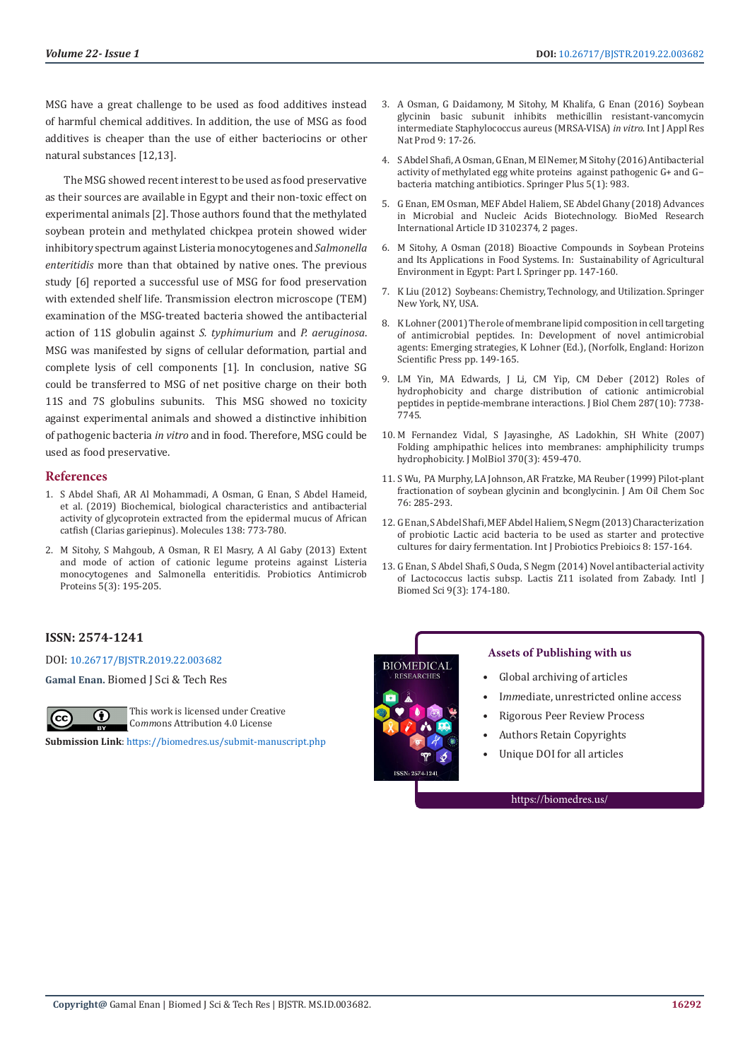MSG have a great challenge to be used as food additives instead of harmful chemical additives. In addition, the use of MSG as food additives is cheaper than the use of either bacteriocins or other natural substances [12,13].

The MSG showed recent interest to be used as food preservative as their sources are available in Egypt and their non-toxic effect on experimental animals [2]. Those authors found that the methylated soybean protein and methylated chickpea protein showed wider inhibitory spectrum against Listeria monocytogenes and *Salmonella enteritidis* more than that obtained by native ones. The previous study [6] reported a successful use of MSG for food preservation with extended shelf life. Transmission electron microscope (TEM) examination of the MSG-treated bacteria showed the antibacterial action of 11S globulin against *S. typhimurium* and *P. aeruginosa*. MSG was manifested by signs of cellular deformation, partial and complete lysis of cell components [1]. In conclusion, native SG could be transferred to MSG of net positive charge on their both 11S and 7S globulins subunits. This MSG showed no toxicity against experimental animals and showed a distinctive inhibition of pathogenic bacteria *in vitro* and in food. Therefore, MSG could be used as food preservative.

## References

1. S Abdel Shafi, AR Al Mohammadi, A Osman, G Enan, S Abdel Hameid, et al. (2019) Biochemical, biological characteristics and antibacterial activity of glycoprotein extracted from the epidermal mucus of African catfish (Clarias gariepinus). Molecules 138: 773-780.
2. M Sitohy, S Mahgoub, A Osman, R El Masry, A Al Gaby (2013) Extent and mode of action of cationic legume proteins against Listeria monocytogenes and Salmonella enteritidis. Probiotics Antimicrob Proteins 5(3): 195-205.
3. A Osman, G Daidamony, M Sitohy, M Khalifa, G Enan (2016) Soybean glycinin basic subunit inhibits methicillin resistant-vancomycin intermediate Staphylococcus aureus (MRSA-VISA) *in vitro*. Int J Appl Res Nat Prod 9: 17-26.
4. S Abdel Shafi, A Osman, G Enan, M El Nemer, M Sitohy (2016) Antibacterial activity of methylated egg white proteins against pathogenic G+ and G– bacteria matching antibiotics. Springer Plus 5(1): 983.
5. G Enan, EM Osman, MEF Abdel Haliem, SE Abdel Ghany (2018) Advances in Microbial and Nucleic Acids Biotechnology. BioMed Research International Article ID 3102374, 2 pages.
6. M Sitohy, A Osman (2018) Bioactive Compounds in Soybean Proteins and Its Applications in Food Systems. In: Sustainability of Agricultural Environment in Egypt: Part I. Springer pp. 147-160.
7. K Liu (2012) Soybeans: Chemistry, Technology, and Utilization. Springer New York, NY, USA.
8. K Lohner (2001) The role of membrane lipid composition in cell targeting of antimicrobial peptides. In: Development of novel antimicrobial agents: Emerging strategies, K Lohner (Ed.), (Norfolk, England: Horizon Scientific Press pp. 149-165.
9. LM Yin, MA Edwards, J Li, CM Yip, CM Deber (2012) Roles of hydrophobicity and charge distribution of cationic antimicrobial peptides in peptide-membrane interactions. J Biol Chem 287(10): 7738-7745.
10. M Fernandez Vidal, S Jayasinghe, AS Ladokhin, SH White (2007) Folding amphipathic helices into membranes: amphiphilicity trumps hydrophobicity. J MolBiol 370(3): 459-470.
11. S Wu, PA Murphy, LA Johnson, AR Fratzke, MA Reuber (1999) Pilot-plant fractionation of soybean glycinin and bconglycinin. J Am Oil Chem Soc 76: 285-293.
12. G Enan, S Abdel Shafi, MEF Abdel Haliem, S Negm (2013) Characterization of probiotic Lactic acid bacteria to be used as starter and protective cultures for dairy fermentation. Int J Probiotics Prebioics 8: 157-164.
13. G Enan, S Abdel Shafi, S Ouda, S Negm (2014) Novel antibacterial activity of Lactococcus lactis subsp. Lactis Z11 isolated from Zabady. Intl J Biomed Sci 9(3): 174-180.

**ISSN: 2574-1241**

DOI: 10.26717/BJSTR.2019.22.003682

**Gamal Enan.** Biomed J Sci & Tech Res

This work is licensed under Creative Commons Attribution 4.0 License

**Submission Link**: https://biomedres.us/submit-manuscript.php

**Assets of Publishing with us**

- Global archiving of articles
- Immediate, unrestricted online access
- Rigorous Peer Review Process
- Authors Retain Copyrights
- Unique DOI for all articles

https://biomedres.us/